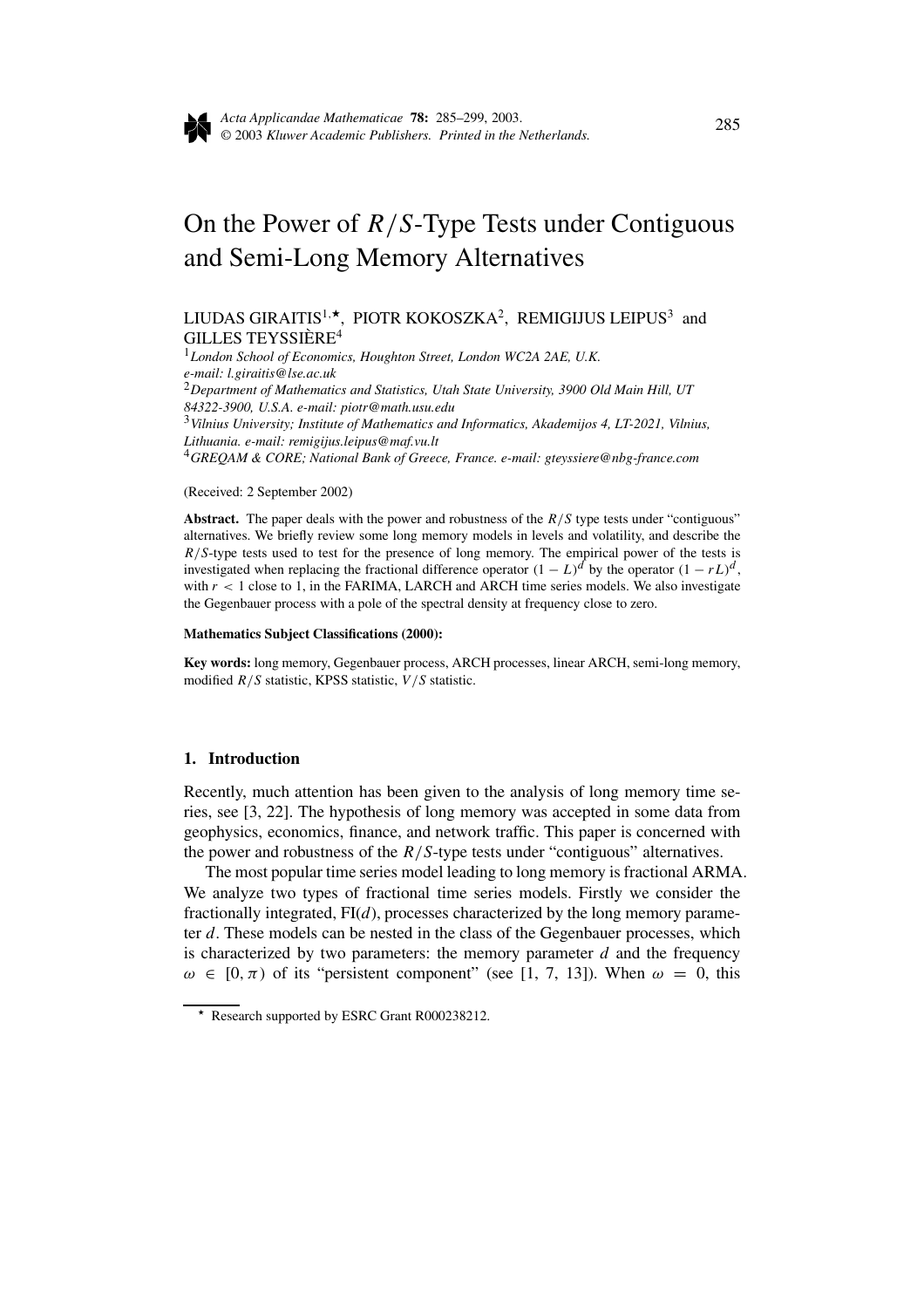# On the Power of $R/S$-Type Tests under Contiguous and Semi-Long Memory Alternatives

LIUDAS GIRAITIS[1,⋆], PIOTR KOKOSZKA[2], REMIGIJUS LEIPUS[3] and GILLES TEYSSIÈRE[4]

[1] *London School of Economics, Houghton Street, London WC2A 2AE, U.K. e-mail: l.giraitis@lse.ac.uk*

[2] *Department of Mathematics and Statistics, Utah State University, 3900 Old Main Hill, UT 84322-3900, U.S.A. e-mail: piotr@math.usu.edu*

[3] *Vilnius University; Institute of Mathematics and Informatics, Akademijos 4, LT-2021, Vilnius, Lithuania. e-mail: remigijus.leipus@maf.vu.lt*

[4] *GREQAM & CORE; National Bank of Greece, France. e-mail: gteyssiere@nbg-france.com*

(Received: 2 September 2002)

**Abstract.** The paper deals with the power and robustness of the $R/S$ type tests under "contiguous" alternatives. We briefly review some long memory models in levels and volatility, and describe the $R/S$-type tests used to test for the presence of long memory. The empirical power of the tests is investigated when replacing the fractional difference operator $(1-L)^d$ by the operator $(1-rL)^d$, with $r < 1$ close to 1, in the FARIMA, LARCH and ARCH time series models. We also investigate the Gegenbauer process with a pole of the spectral density at frequency close to zero.

**Mathematics Subject Classifications (2000):**

**Key words:** long memory, Gegenbauer process, ARCH processes, linear ARCH, semi-long memory, modified $R/S$ statistic, KPSS statistic, $V/S$ statistic.

## 1. Introduction

Recently, much attention has been given to the analysis of long memory time series, see [3, 22]. The hypothesis of long memory was accepted in some data from geophysics, economics, finance, and network traffic. This paper is concerned with the power and robustness of the $R/S$-type tests under "contiguous" alternatives.

The most popular time series model leading to long memory is fractional ARMA. We analyze two types of fractional time series models. Firstly we consider the fractionally integrated, FI($d$), processes characterized by the long memory parameter $d$. These models can be nested in the class of the Gegenbauer processes, which is characterized by two parameters: the memory parameter $d$ and the frequency $\omega \in [0, \pi)$ of its "persistent component" (see [1, 7, 13]). When $\omega = 0$, this

⋆ Research supported by ESRC Grant R000238212.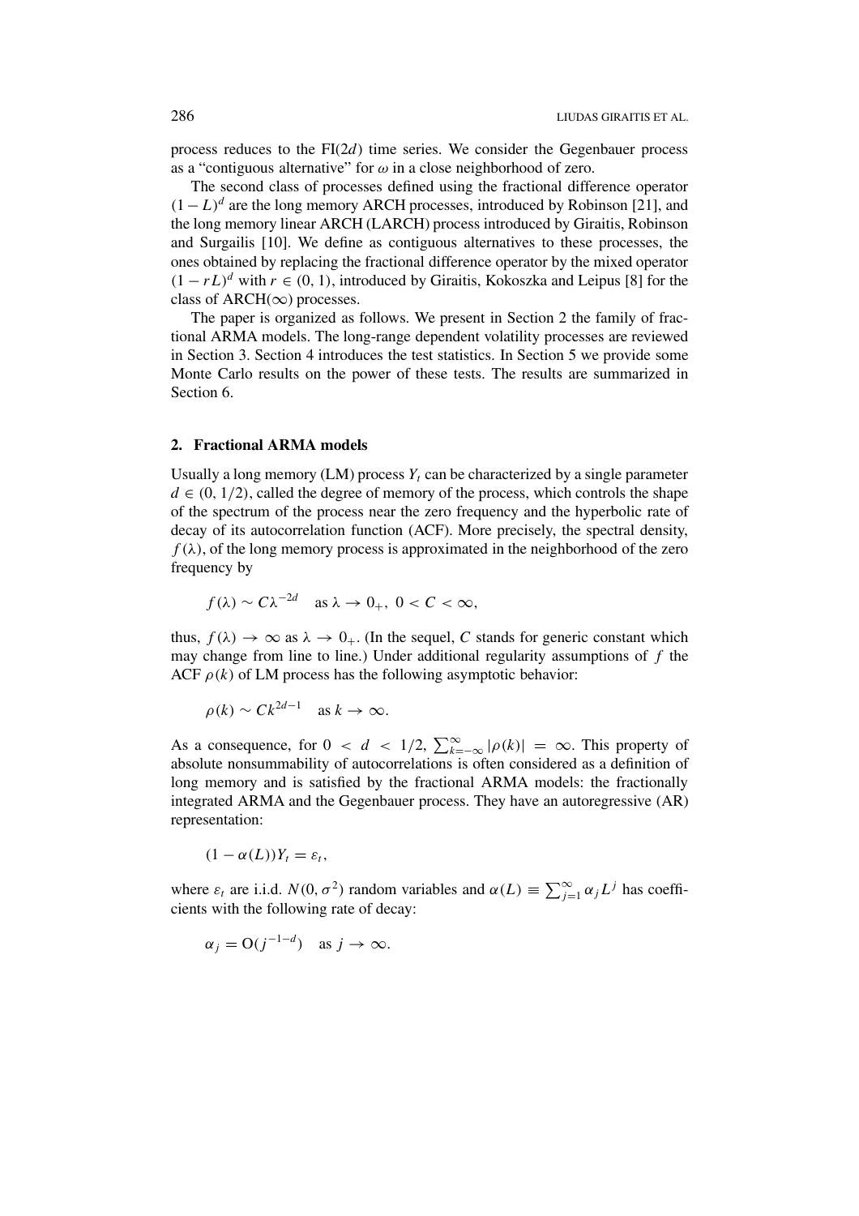process reduces to the FI($2d$) time series. We consider the Gegenbauer process as a "contiguous alternative" for $\omega$ in a close neighborhood of zero.

The second class of processes defined using the fractional difference operator $(1-L)^d$ are the long memory ARCH processes, introduced by Robinson [21], and the long memory linear ARCH (LARCH) process introduced by Giraitis, Robinson and Surgailis [10]. We define as contiguous alternatives to these processes, the ones obtained by replacing the fractional difference operator by the mixed operator $(1-rL)^d$ with $r \in (0,1)$, introduced by Giraitis, Kokoszka and Leipus [8] for the class of ARCH($\infty$) processes.

The paper is organized as follows. We present in Section 2 the family of fractional ARMA models. The long-range dependent volatility processes are reviewed in Section 3. Section 4 introduces the test statistics. In Section 5 we provide some Monte Carlo results on the power of these tests. The results are summarized in Section 6.

## 2. Fractional ARMA models

Usually a long memory (LM) process $Y_t$ can be characterized by a single parameter $d \in (0, 1/2)$, called the degree of memory of the process, which controls the shape of the spectrum of the process near the zero frequency and the hyperbolic rate of decay of its autocorrelation function (ACF). More precisely, the spectral density, $f(\lambda)$, of the long memory process is approximated in the neighborhood of the zero frequency by

$$f(\lambda) \sim C\lambda^{-2d} \quad \text{as } \lambda \to 0_+,\ 0 < C < \infty,$$

thus, $f(\lambda) \to \infty$ as $\lambda \to 0_+$. (In the sequel, $C$ stands for generic constant which may change from line to line.) Under additional regularity assumptions of $f$ the ACF $\rho(k)$ of LM process has the following asymptotic behavior:

$$\rho(k) \sim Ck^{2d-1} \quad \text{as } k \to \infty.$$

As a consequence, for $0 < d < 1/2$, $\sum_{k=-\infty}^{\infty} |\rho(k)| = \infty$. This property of absolute nonsummability of autocorrelations is often considered as a definition of long memory and is satisfied by the fractional ARMA models: the fractionally integrated ARMA and the Gegenbauer process. They have an autoregressive (AR) representation:

$$(1 - \alpha(L))Y_t = \varepsilon_t,$$

where $\varepsilon_t$ are i.i.d. $N(0, \sigma^2)$ random variables and $\alpha(L) \equiv \sum_{j=1}^{\infty} \alpha_j L^j$ has coefficients with the following rate of decay:

$$\alpha_j = \mathrm{O}(j^{-1-d}) \quad \text{as } j \to \infty.$$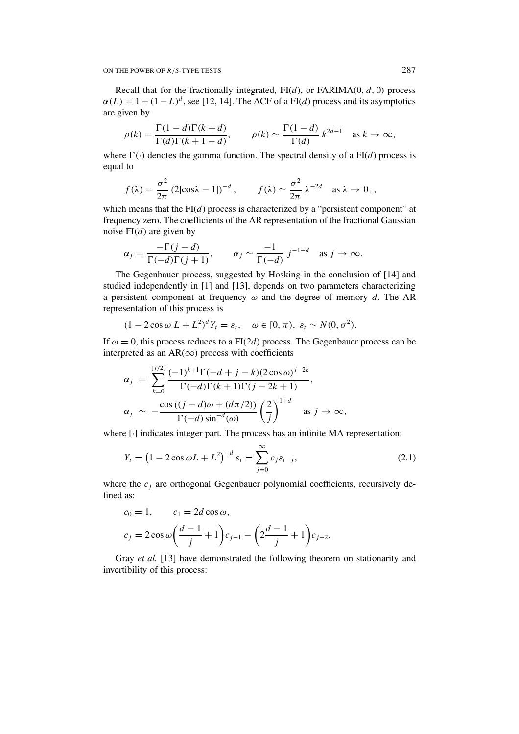Recall that for the fractionally integrated, FI($d$), or FARIMA(0, $d$, 0) process $\alpha(L) = 1 - (1 - L)^d$, see [12, 14]. The ACF of a FI($d$) process and its asymptotics are given by

$$\rho(k) = \frac{\Gamma(1-d)\Gamma(k+d)}{\Gamma(d)\Gamma(k+1-d)}, \qquad \rho(k) \sim \frac{\Gamma(1-d)}{\Gamma(d)}\, k^{2d-1} \quad \text{as } k \to \infty,$$

where $\Gamma(\cdot)$ denotes the gamma function. The spectral density of a FI($d$) process is equal to

$$f(\lambda) = \frac{\sigma^2}{2\pi}\,(2|\cos\lambda - 1|)^{-d}, \qquad f(\lambda) \sim \frac{\sigma^2}{2\pi}\,\lambda^{-2d} \quad \text{as } \lambda \to 0_+,$$

which means that the FI($d$) process is characterized by a "persistent component" at frequency zero. The coefficients of the AR representation of the fractional Gaussian noise FI($d$) are given by

$$\alpha_j = \frac{-\Gamma(j-d)}{\Gamma(-d)\Gamma(j+1)}, \qquad \alpha_j \sim \frac{-1}{\Gamma(-d)}\, j^{-1-d} \quad \text{as } j \to \infty.$$

The Gegenbauer process, suggested by Hosking in the conclusion of [14] and studied independently in [1] and [13], depends on two parameters characterizing a persistent component at frequency $\omega$ and the degree of memory $d$. The AR representation of this process is

$$(1 - 2\cos\omega\, L + L^2)^d Y_t = \varepsilon_t, \quad \omega \in [0, \pi),\ \varepsilon_t \sim N(0, \sigma^2).$$

If $\omega = 0$, this process reduces to a FI($2d$) process. The Gegenbauer process can be interpreted as an AR($\infty$) process with coefficients

$$\alpha_j = \sum_{k=0}^{[j/2]} \frac{(-1)^{k+1}\Gamma(-d+j-k)(2\cos\omega)^{j-2k}}{\Gamma(-d)\Gamma(k+1)\Gamma(j-2k+1)},$$

$$\alpha_j \sim -\frac{\cos((j-d)\omega + (d\pi/2))}{\Gamma(-d)\sin^{-d}(\omega)}\left(\frac{2}{j}\right)^{1+d} \quad \text{as } j \to \infty,$$

where $[\cdot]$ indicates integer part. The process has an infinite MA representation:

$$Y_t = \left(1 - 2\cos\omega L + L^2\right)^{-d}\varepsilon_t = \sum_{j=0}^{\infty} c_j \varepsilon_{t-j}, \tag{2.1}$$

where the $c_j$ are orthogonal Gegenbauer polynomial coefficients, recursively defined as:

$$c_0 = 1, \qquad c_1 = 2d\cos\omega,$$

$$c_j = 2\cos\omega\left(\frac{d-1}{j} + 1\right)c_{j-1} - \left(2\frac{d-1}{j} + 1\right)c_{j-2}.$$

Gray *et al.* [13] have demonstrated the following theorem on stationarity and invertibility of this process: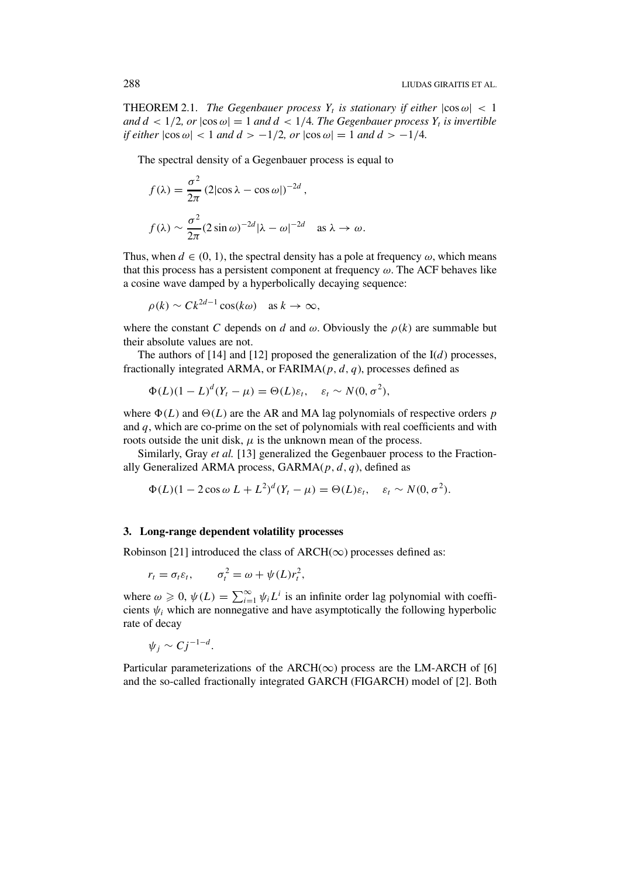**THEOREM 2.1.** *The Gegenbauer process $Y_t$ is stationary if either $|\cos \omega| < 1$ and $d < 1/2$, or $|\cos \omega| = 1$ and $d < 1/4$. The Gegenbauer process $Y_t$ is invertible if either $|\cos \omega| < 1$ and $d > -1/2$, or $|\cos \omega| = 1$ and $d > -1/4$.*

The spectral density of a Gegenbauer process is equal to

$$f(\lambda) = \frac{\sigma^2}{2\pi} \left(2|\cos \lambda - \cos \omega|\right)^{-2d},$$

$$f(\lambda) \sim \frac{\sigma^2}{2\pi} (2 \sin \omega)^{-2d} |\lambda - \omega|^{-2d} \quad \text{as } \lambda \to \omega.$$

Thus, when $d \in (0, 1)$, the spectral density has a pole at frequency $\omega$, which means that this process has a persistent component at frequency $\omega$. The ACF behaves like a cosine wave damped by a hyperbolically decaying sequence:

$$\rho(k) \sim C k^{2d-1} \cos(k\omega) \quad \text{as } k \to \infty,$$

where the constant $C$ depends on $d$ and $\omega$. Obviously the $\rho(k)$ are summable but their absolute values are not.

The authors of [14] and [12] proposed the generalization of the I($d$) processes, fractionally integrated ARMA, or FARIMA($p, d, q$), processes defined as

$$\Phi(L)(1 - L)^d (Y_t - \mu) = \Theta(L)\varepsilon_t, \quad \varepsilon_t \sim N(0, \sigma^2),$$

where $\Phi(L)$ and $\Theta(L)$ are the AR and MA lag polynomials of respective orders $p$ and $q$, which are co-prime on the set of polynomials with real coefficients and with roots outside the unit disk, $\mu$ is the unknown mean of the process.

Similarly, Gray *et al.* [13] generalized the Gegenbauer process to the Fractionally Generalized ARMA process, GARMA($p, d, q$), defined as

$$\Phi(L)(1 - 2\cos \omega\, L + L^2)^d (Y_t - \mu) = \Theta(L)\varepsilon_t, \quad \varepsilon_t \sim N(0, \sigma^2).$$

## 3. Long-range dependent volatility processes

Robinson [21] introduced the class of ARCH($\infty$) processes defined as:

$$r_t = \sigma_t \varepsilon_t, \qquad \sigma_t^2 = \omega + \psi(L) r_t^2,$$

where $\omega \geqslant 0$, $\psi(L) = \sum_{i=1}^{\infty} \psi_i L^i$ is an infinite order lag polynomial with coefficients $\psi_i$ which are nonnegative and have asymptotically the following hyperbolic rate of decay

$$\psi_j \sim C j^{-1-d}.$$

Particular parameterizations of the ARCH($\infty$) process are the LM-ARCH of [6] and the so-called fractionally integrated GARCH (FIGARCH) model of [2]. Both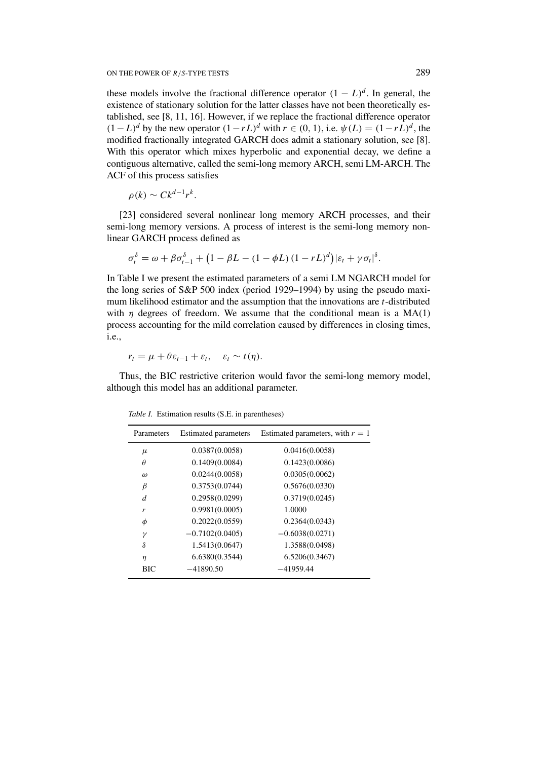these models involve the fractional difference operator $(1 - L)^d$. In general, the existence of stationary solution for the latter classes have not been theoretically established, see [8, 11, 16]. However, if we replace the fractional difference operator $(1-L)^d$ by the new operator $(1-rL)^d$ with $r \in (0, 1)$, i.e. $\psi(L) = (1-rL)^d$, the modified fractionally integrated GARCH does admit a stationary solution, see [8]. With this operator which mixes hyperbolic and exponential decay, we define a contiguous alternative, called the semi-long memory ARCH, semi LM-ARCH. The ACF of this process satisfies

$$\rho(k) \sim Ck^{d-1}r^k.$$

[23] considered several nonlinear long memory ARCH processes, and their semi-long memory versions. A process of interest is the semi-long memory nonlinear GARCH process defined as

$$\sigma_t^\delta = \omega + \beta\sigma_{t-1}^\delta + \left(1 - \beta L - (1-\phi L)(1-rL)^d\right)|\varepsilon_t + \gamma\sigma_t|^\delta.$$

In Table I we present the estimated parameters of a semi LM NGARCH model for the long series of S&P 500 index (period 1929–1994) by using the pseudo maximum likelihood estimator and the assumption that the innovations are $t$-distributed with $\eta$ degrees of freedom. We assume that the conditional mean is a MA(1) process accounting for the mild correlation caused by differences in closing times, i.e.,

$$r_t = \mu + \theta\varepsilon_{t-1} + \varepsilon_t, \quad \varepsilon_t \sim t(\eta).$$

Thus, the BIC restrictive criterion would favor the semi-long memory model, although this model has an additional parameter.

*Table I.* Estimation results (S.E. in parentheses)

| Parameters | Estimated parameters | Estimated parameters, with $r = 1$ |
|---|---|---|
| $\mu$ | 0.0387(0.0058) | 0.0416(0.0058) |
| $\theta$ | 0.1409(0.0084) | 0.1423(0.0086) |
| $\omega$ | 0.0244(0.0058) | 0.0305(0.0062) |
| $\beta$ | 0.3753(0.0744) | 0.5676(0.0330) |
| $d$ | 0.2958(0.0299) | 0.3719(0.0245) |
| $r$ | 0.9981(0.0005) | 1.0000 |
| $\phi$ | 0.2022(0.0559) | 0.2364(0.0343) |
| $\gamma$ | −0.7102(0.0405) | −0.6038(0.0271) |
| $\delta$ | 1.5413(0.0647) | 1.3588(0.0498) |
| $\eta$ | 6.6380(0.3544) | 6.5206(0.3467) |
| BIC | −41890.50 | −41959.44 |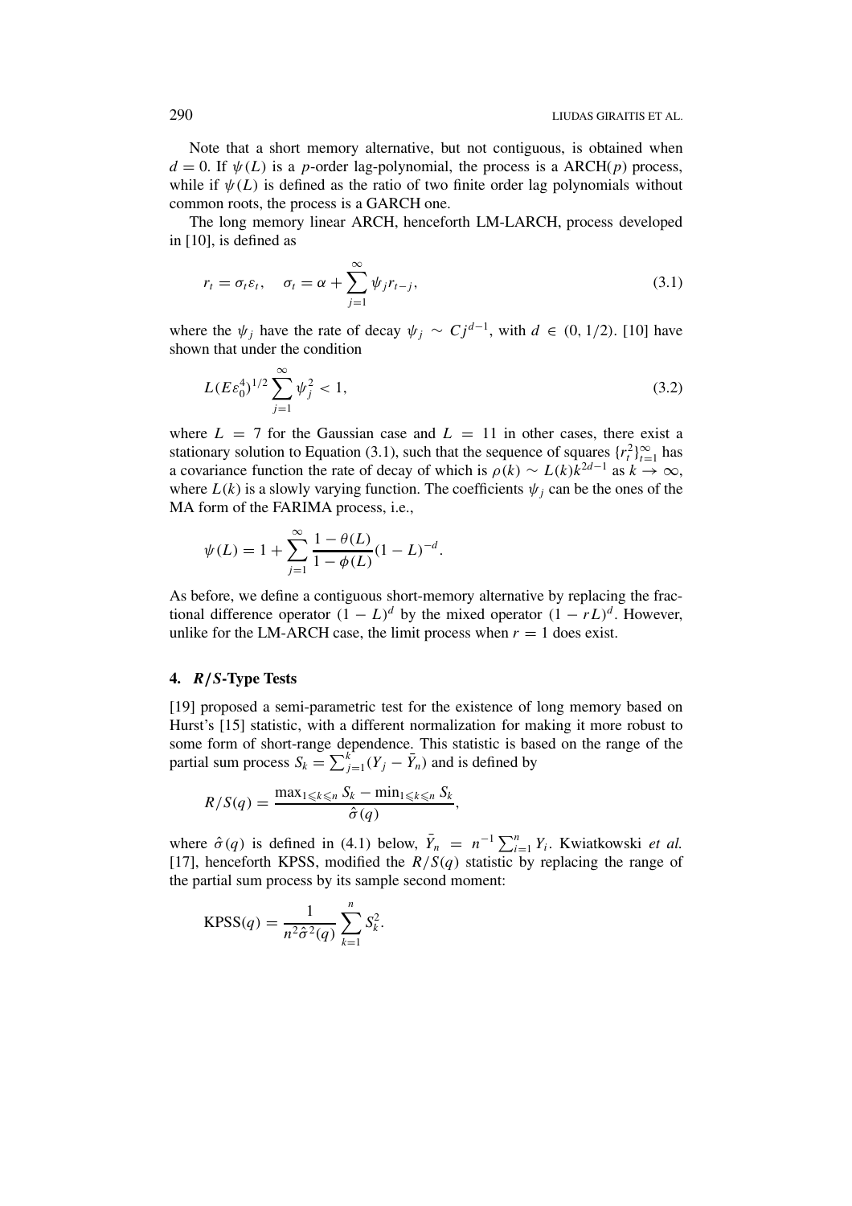Note that a short memory alternative, but not contiguous, is obtained when $d = 0$. If $\psi(L)$ is a $p$-order lag-polynomial, the process is a ARCH($p$) process, while if $\psi(L)$ is defined as the ratio of two finite order lag polynomials without common roots, the process is a GARCH one.

The long memory linear ARCH, henceforth LM-LARCH, process developed in [10], is defined as

$$r_t = \sigma_t \varepsilon_t, \quad \sigma_t = \alpha + \sum_{j=1}^{\infty} \psi_j r_{t-j}, \tag{3.1}$$

where the $\psi_j$ have the rate of decay $\psi_j \sim C j^{d-1}$, with $d \in (0, 1/2)$. [10] have shown that under the condition

$$L(E\varepsilon_0^4)^{1/2} \sum_{j=1}^{\infty} \psi_j^2 < 1, \tag{3.2}$$

where $L = 7$ for the Gaussian case and $L = 11$ in other cases, there exist a stationary solution to Equation (3.1), such that the sequence of squares $\{r_t^2\}_{t=1}^{\infty}$ has a covariance function the rate of decay of which is $\rho(k) \sim L(k) k^{2d-1}$ as $k \to \infty$, where $L(k)$ is a slowly varying function. The coefficients $\psi_j$ can be the ones of the MA form of the FARIMA process, i.e.,

$$\psi(L) = 1 + \sum_{j=1}^{\infty} \frac{1 - \theta(L)}{1 - \phi(L)} (1 - L)^{-d}.$$

As before, we define a contiguous short-memory alternative by replacing the fractional difference operator $(1 - L)^d$ by the mixed operator $(1 - rL)^d$. However, unlike for the LM-ARCH case, the limit process when $r = 1$ does exist.

## 4. *R/S*-Type Tests

[19] proposed a semi-parametric test for the existence of long memory based on Hurst's [15] statistic, with a different normalization for making it more robust to some form of short-range dependence. This statistic is based on the range of the partial sum process $S_k = \sum_{j=1}^{k} (Y_j - \bar{Y}_n)$ and is defined by

$$R/S(q) = \frac{\max_{1 \leqslant k \leqslant n} S_k - \min_{1 \leqslant k \leqslant n} S_k}{\hat{\sigma}(q)},$$

where $\hat{\sigma}(q)$ is defined in (4.1) below, $\bar{Y}_n = n^{-1} \sum_{i=1}^{n} Y_i$. Kwiatkowski *et al.* [17], henceforth KPSS, modified the $R/S(q)$ statistic by replacing the range of the partial sum process by its sample second moment:

$$\text{KPSS}(q) = \frac{1}{n^2 \hat{\sigma}^2(q)} \sum_{k=1}^{n} S_k^2.$$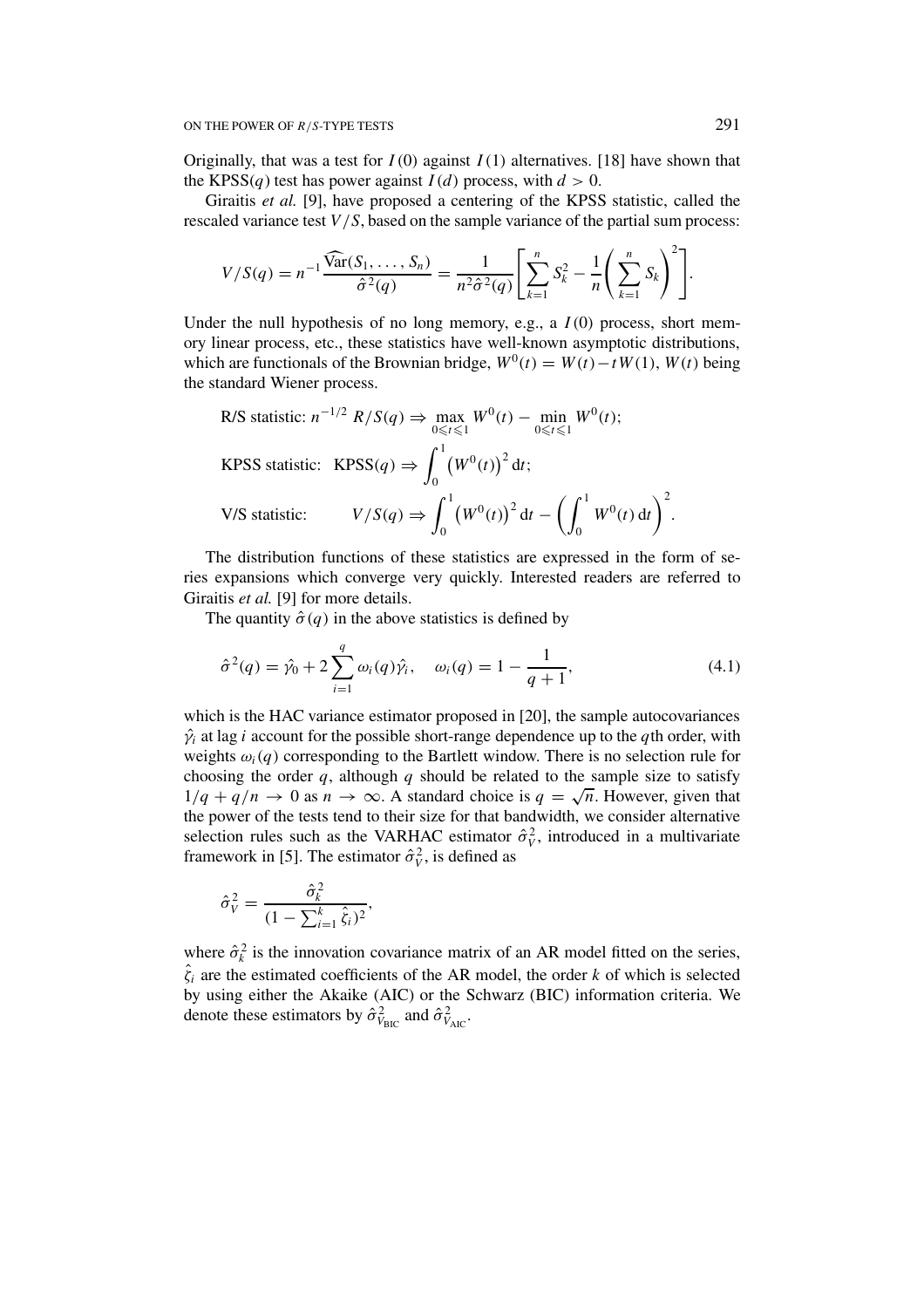Originally, that was a test for $I(0)$ against $I(1)$ alternatives. [18] have shown that the KPSS($q$) test has power against $I(d)$ process, with $d > 0$.

Giraitis *et al.* [9], have proposed a centering of the KPSS statistic, called the rescaled variance test $V/S$, based on the sample variance of the partial sum process:

$$V/S(q) = n^{-1}\frac{\widehat{\mathrm{Var}}(S_1, \ldots, S_n)}{\hat{\sigma}^2(q)} = \frac{1}{n^2\hat{\sigma}^2(q)}\left[\sum_{k=1}^{n} S_k^2 - \frac{1}{n}\left(\sum_{k=1}^{n} S_k\right)^2\right].$$

Under the null hypothesis of no long memory, e.g., a $I(0)$ process, short memory linear process, etc., these statistics have well-known asymptotic distributions, which are functionals of the Brownian bridge, $W^0(t) = W(t) - tW(1)$, $W(t)$ being the standard Wiener process.

R/S statistic: $n^{-1/2}\, R/S(q) \Rightarrow \max_{0\leqslant t\leqslant 1} W^0(t) - \min_{0\leqslant t\leqslant 1} W^0(t)$;

KPSS statistic: $\mathrm{KPSS}(q) \Rightarrow \int_0^1 \left(W^0(t)\right)^2 \mathrm{d}t$;

V/S statistic: $V/S(q) \Rightarrow \int_0^1 \left(W^0(t)\right)^2 \mathrm{d}t - \left(\int_0^1 W^0(t)\,\mathrm{d}t\right)^2$.

The distribution functions of these statistics are expressed in the form of series expansions which converge very quickly. Interested readers are referred to Giraitis *et al.* [9] for more details.

The quantity $\hat{\sigma}(q)$ in the above statistics is defined by

$$\hat{\sigma}^2(q) = \hat{\gamma}_0 + 2\sum_{i=1}^{q} \omega_i(q)\hat{\gamma}_i, \quad \omega_i(q) = 1 - \frac{1}{q+1}, \tag{4.1}$$

which is the HAC variance estimator proposed in [20], the sample autocovariances $\hat{\gamma}_i$ at lag $i$ account for the possible short-range dependence up to the $q$th order, with weights $\omega_i(q)$ corresponding to the Bartlett window. There is no selection rule for choosing the order $q$, although $q$ should be related to the sample size to satisfy $1/q + q/n \to 0$ as $n \to \infty$. A standard choice is $q = \sqrt{n}$. However, given that the power of the tests tend to their size for that bandwidth, we consider alternative selection rules such as the VARHAC estimator $\hat{\sigma}_V^2$, introduced in a multivariate framework in [5]. The estimator $\hat{\sigma}_V^2$, is defined as

$$\hat{\sigma}_V^2 = \frac{\hat{\sigma}_k^2}{(1 - \sum_{i=1}^{k} \hat{\zeta}_i)^2},$$

where $\hat{\sigma}_k^2$ is the innovation covariance matrix of an AR model fitted on the series, $\hat{\zeta}_i$ are the estimated coefficients of the AR model, the order $k$ of which is selected by using either the Akaike (AIC) or the Schwarz (BIC) information criteria. We denote these estimators by $\hat{\sigma}_{V_{\mathrm{BIC}}}^2$ and $\hat{\sigma}_{V_{\mathrm{AIC}}}^2$.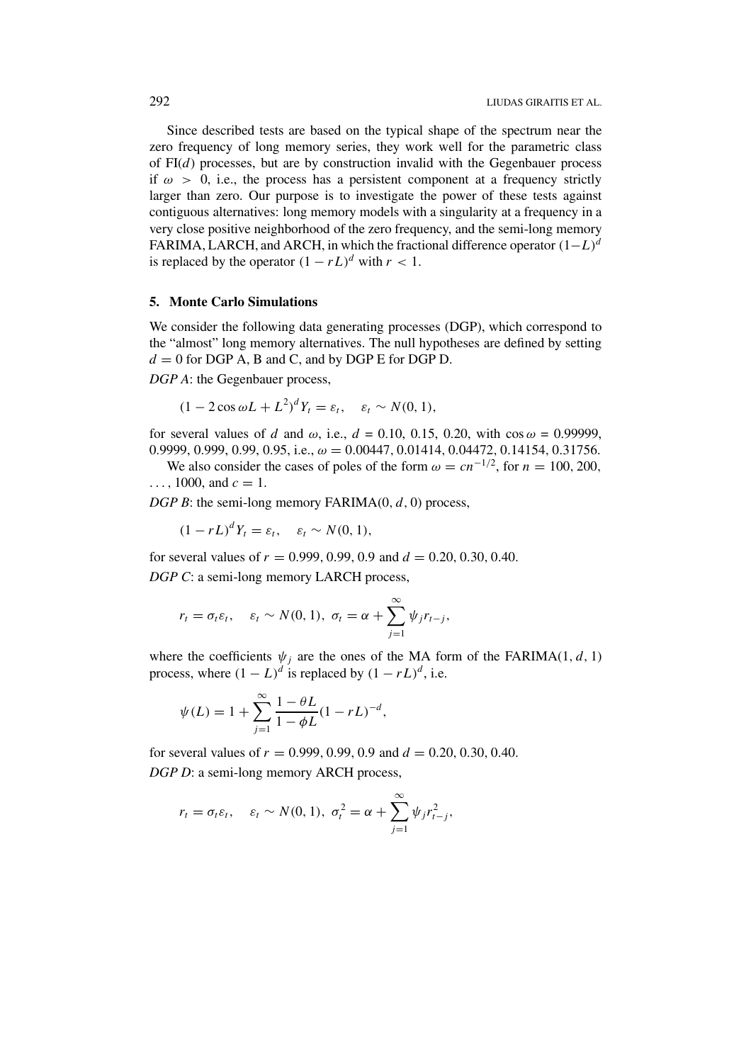Since described tests are based on the typical shape of the spectrum near the zero frequency of long memory series, they work well for the parametric class of FI($d$) processes, but are by construction invalid with the Gegenbauer process if $\omega > 0$, i.e., the process has a persistent component at a frequency strictly larger than zero. Our purpose is to investigate the power of these tests against contiguous alternatives: long memory models with a singularity at a frequency in a very close positive neighborhood of the zero frequency, and the semi-long memory FARIMA, LARCH, and ARCH, in which the fractional difference operator $(1-L)^d$ is replaced by the operator $(1 - rL)^d$ with $r < 1$.

## 5. Monte Carlo Simulations

We consider the following data generating processes (DGP), which correspond to the "almost" long memory alternatives. The null hypotheses are defined by setting $d = 0$ for DGP A, B and C, and by DGP E for DGP D.

*DGP A*: the Gegenbauer process,

$$(1 - 2\cos\omega L + L^2)^d Y_t = \varepsilon_t, \quad \varepsilon_t \sim N(0, 1),$$

for several values of $d$ and $\omega$, i.e., $d = 0.10, 0.15, 0.20$, with $\cos\omega = 0.99999$, $0.9999, 0.999, 0.99, 0.95$, i.e., $\omega = 0.00447, 0.01414, 0.04472, 0.14154, 0.31756$.

We also consider the cases of poles of the form $\omega = cn^{-1/2}$, for $n = 100, 200, \ldots, 1000$, and $c = 1$.

*DGP B*: the semi-long memory FARIMA(0, $d$, 0) process,

$$(1 - rL)^d Y_t = \varepsilon_t, \quad \varepsilon_t \sim N(0, 1),$$

for several values of $r = 0.999, 0.99, 0.9$ and $d = 0.20, 0.30, 0.40$.

*DGP C*: a semi-long memory LARCH process,

$$r_t = \sigma_t \varepsilon_t, \quad \varepsilon_t \sim N(0, 1), \ \sigma_t = \alpha + \sum_{j=1}^{\infty} \psi_j r_{t-j},$$

where the coefficients $\psi_j$ are the ones of the MA form of the FARIMA(1, $d$, 1) process, where $(1 - L)^d$ is replaced by $(1 - rL)^d$, i.e.

$$\psi(L) = 1 + \sum_{j=1}^{\infty} \frac{1 - \theta L}{1 - \phi L} (1 - rL)^{-d},$$

for several values of $r = 0.999, 0.99, 0.9$ and $d = 0.20, 0.30, 0.40$.

*DGP D*: a semi-long memory ARCH process,

$$r_t = \sigma_t \varepsilon_t, \quad \varepsilon_t \sim N(0, 1), \ \sigma_t^2 = \alpha + \sum_{j=1}^{\infty} \psi_j r_{t-j}^2,$$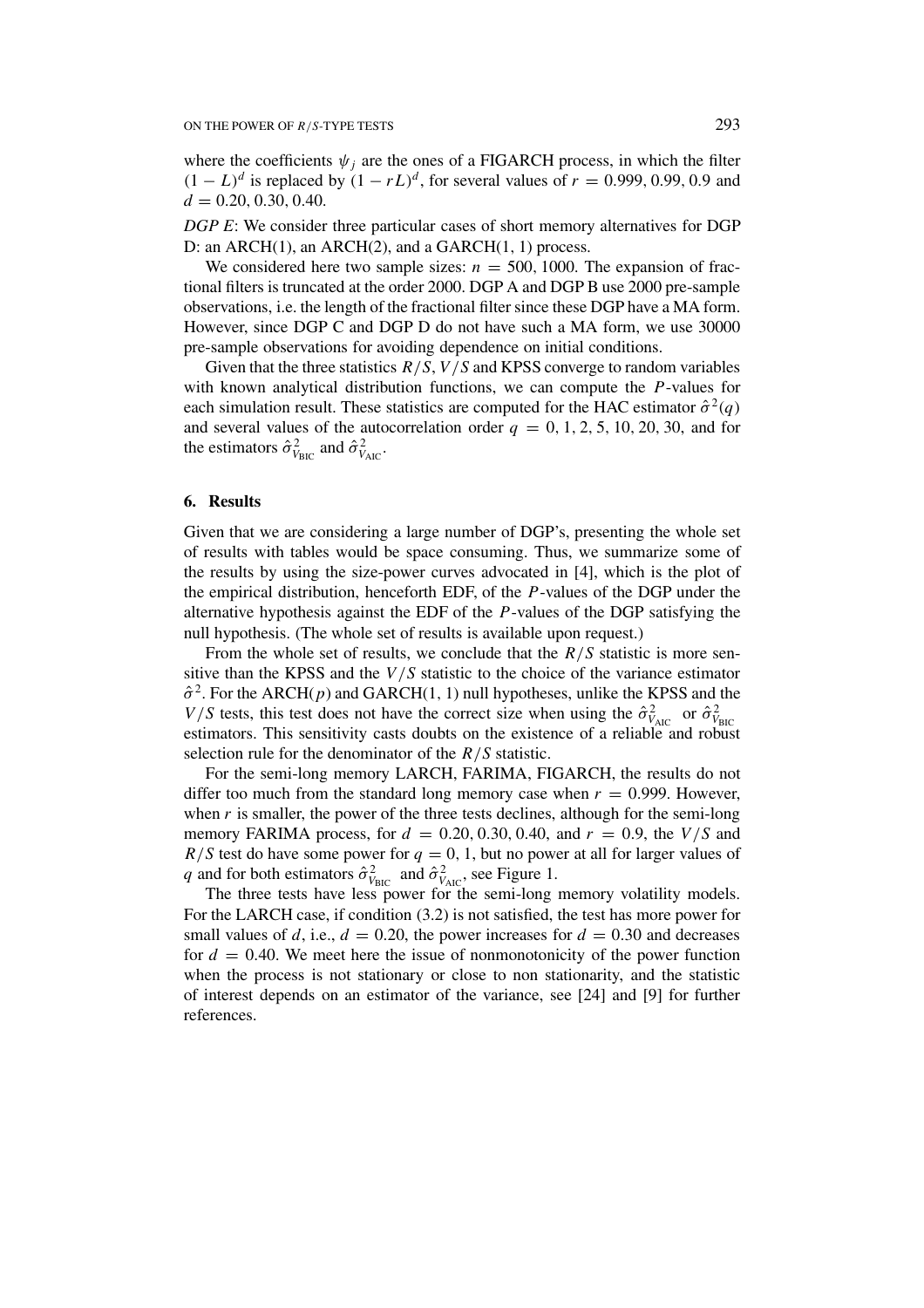where the coefficients $\psi_j$ are the ones of a FIGARCH process, in which the filter $(1-L)^d$ is replaced by $(1-rL)^d$, for several values of $r = 0.999, 0.99, 0.9$ and $d = 0.20, 0.30, 0.40$.

*DGP E*: We consider three particular cases of short memory alternatives for DGP D: an ARCH(1), an ARCH(2), and a GARCH(1, 1) process.

We considered here two sample sizes: $n = 500, 1000$. The expansion of fractional filters is truncated at the order 2000. DGP A and DGP B use 2000 pre-sample observations, i.e. the length of the fractional filter since these DGP have a MA form. However, since DGP C and DGP D do not have such a MA form, we use 30000 pre-sample observations for avoiding dependence on initial conditions.

Given that the three statistics $R/S$, $V/S$ and KPSS converge to random variables with known analytical distribution functions, we can compute the $P$-values for each simulation result. These statistics are computed for the HAC estimator $\hat{\sigma}^2(q)$ and several values of the autocorrelation order $q = 0, 1, 2, 5, 10, 20, 30$, and for the estimators $\hat{\sigma}^2_{V_{\text{BIC}}}$ and $\hat{\sigma}^2_{V_{\text{AIC}}}$.

## 6. Results

Given that we are considering a large number of DGP's, presenting the whole set of results with tables would be space consuming. Thus, we summarize some of the results by using the size-power curves advocated in [4], which is the plot of the empirical distribution, henceforth EDF, of the $P$-values of the DGP under the alternative hypothesis against the EDF of the $P$-values of the DGP satisfying the null hypothesis. (The whole set of results is available upon request.)

From the whole set of results, we conclude that the $R/S$ statistic is more sensitive than the KPSS and the $V/S$ statistic to the choice of the variance estimator $\hat{\sigma}^2$. For the ARCH($p$) and GARCH(1, 1) null hypotheses, unlike the KPSS and the $V/S$ tests, this test does not have the correct size when using the $\hat{\sigma}^2_{V_{\text{AIC}}}$ or $\hat{\sigma}^2_{V_{\text{BIC}}}$ estimators. This sensitivity casts doubts on the existence of a reliable and robust selection rule for the denominator of the $R/S$ statistic.

For the semi-long memory LARCH, FARIMA, FIGARCH, the results do not differ too much from the standard long memory case when $r = 0.999$. However, when $r$ is smaller, the power of the three tests declines, although for the semi-long memory FARIMA process, for $d = 0.20, 0.30, 0.40$, and $r = 0.9$, the $V/S$ and $R/S$ test do have some power for $q = 0, 1$, but no power at all for larger values of $q$ and for both estimators $\hat{\sigma}^2_{V_{\text{BIC}}}$ and $\hat{\sigma}^2_{V_{\text{AIC}}}$, see Figure 1.

The three tests have less power for the semi-long memory volatility models. For the LARCH case, if condition (3.2) is not satisfied, the test has more power for small values of $d$, i.e., $d = 0.20$, the power increases for $d = 0.30$ and decreases for $d = 0.40$. We meet here the issue of nonmonotonicity of the power function when the process is not stationary or close to non stationarity, and the statistic of interest depends on an estimator of the variance, see [24] and [9] for further references.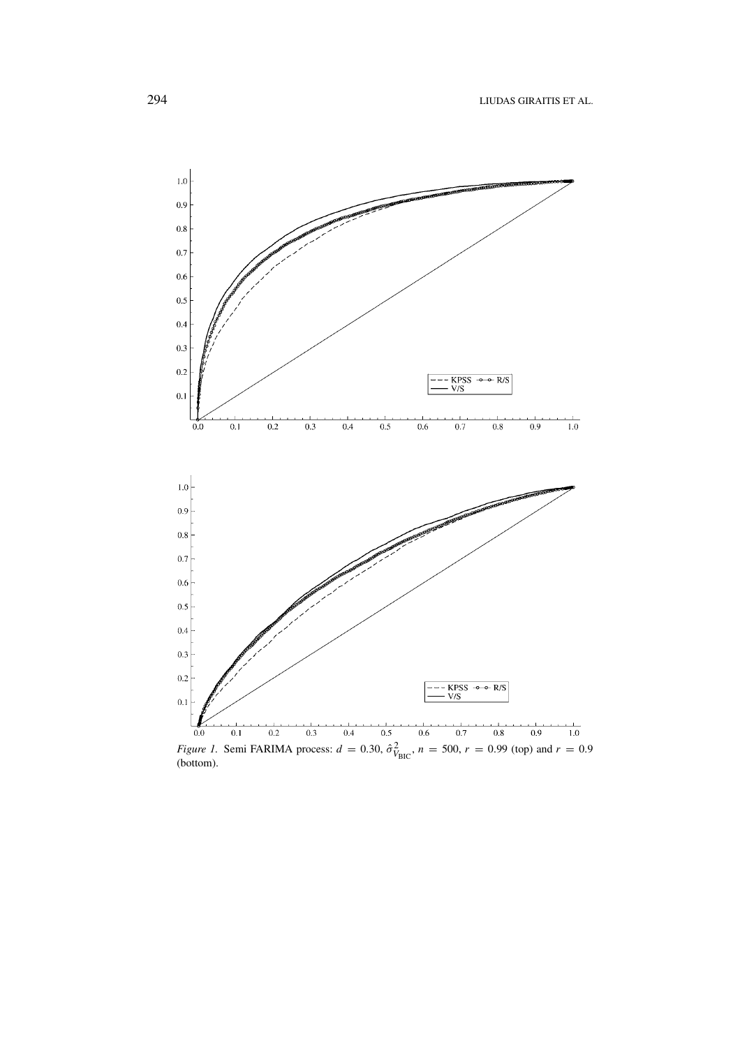*Figure 1.* Semi FARIMA process: $d = 0.30$, $\hat{\sigma}^2_{V_{\text{BIC}}}$, $n = 500$, $r = 0.99$ (top) and $r = 0.9$ (bottom).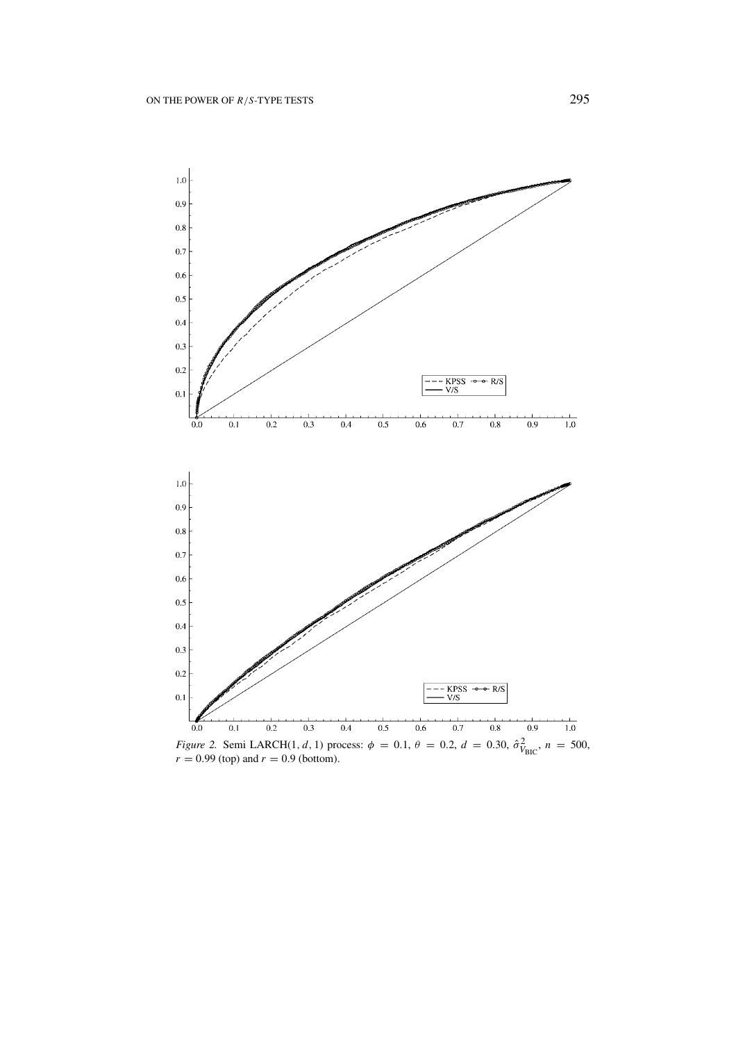*Figure 2.* Semi LARCH(1, $d$, 1) process: $\phi = 0.1$, $\theta = 0.2$, $d = 0.30$, $\hat{\sigma}^2_{V_{\text{BIC}}}$, $n = 500$, $r = 0.99$ (top) and $r = 0.9$ (bottom).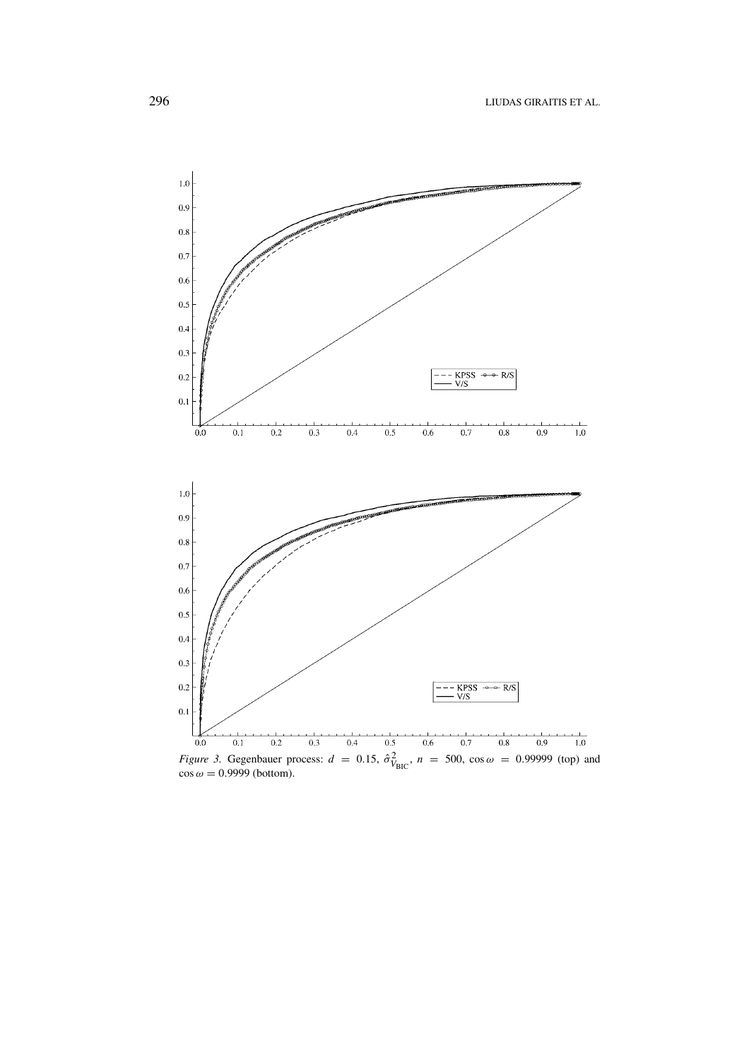*Figure 3.* Gegenbauer process: $d = 0.15$, $\hat{\sigma}^2_{V_{\text{BIC}}}$, $n = 500$, $\cos\omega = 0.99999$ (top) and $\cos\omega = 0.9999$ (bottom).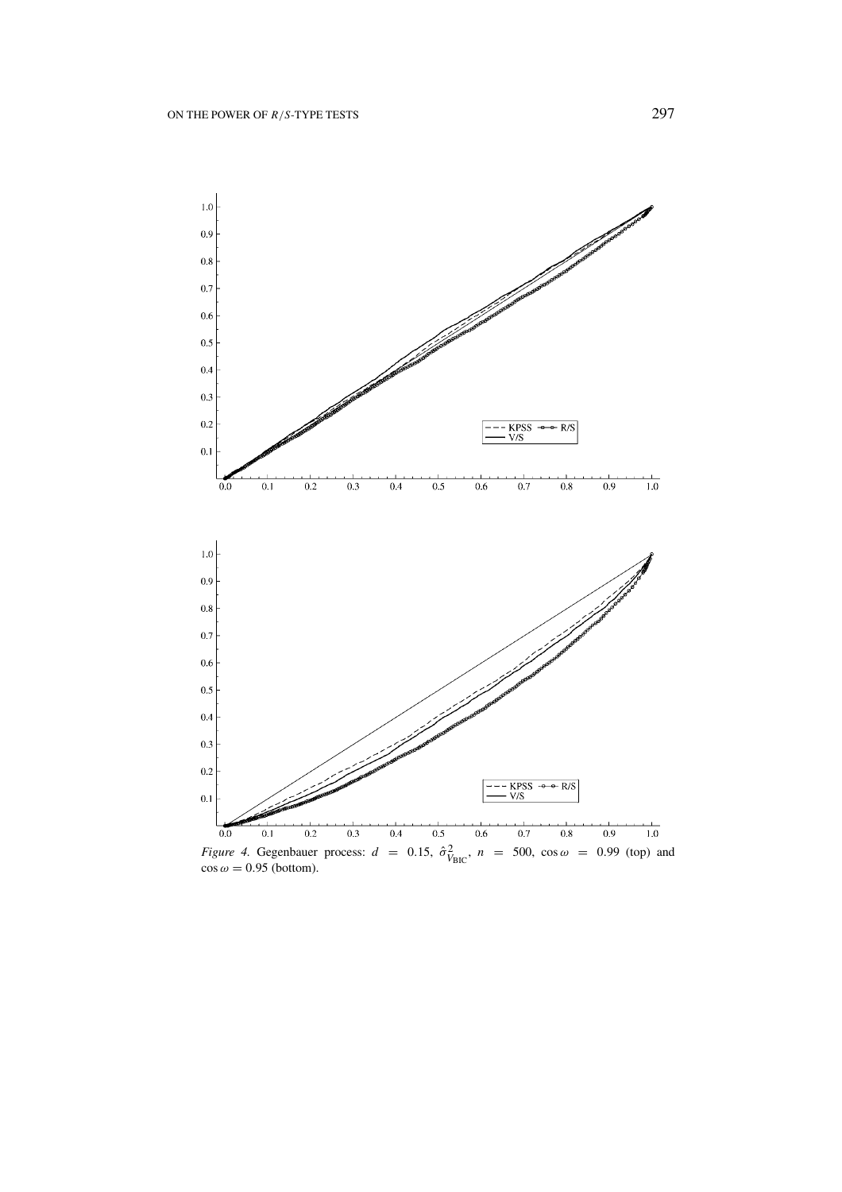*Figure 4.* Gegenbauer process: $d = 0.15$, $\hat{\sigma}^2_{V_{\rm BIC}}$, $n = 500$, $\cos\omega = 0.99$ (top) and $\cos\omega = 0.95$ (bottom).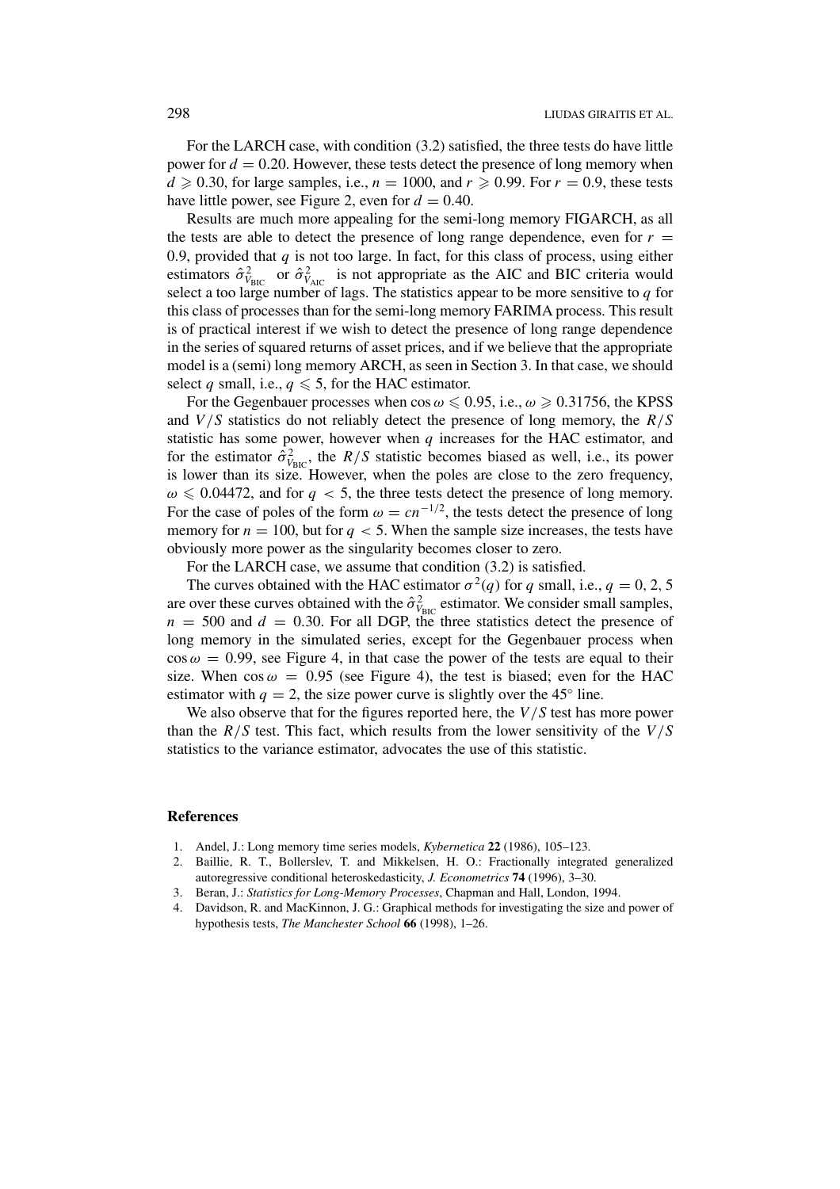For the LARCH case, with condition (3.2) satisfied, the three tests do have little power for $d = 0.20$. However, these tests detect the presence of long memory when $d \geqslant 0.30$, for large samples, i.e., $n = 1000$, and $r \geqslant 0.99$. For $r = 0.9$, these tests have little power, see Figure 2, even for $d = 0.40$.

Results are much more appealing for the semi-long memory FIGARCH, as all the tests are able to detect the presence of long range dependence, even for $r = 0.9$, provided that $q$ is not too large. In fact, for this class of process, using either estimators $\hat{\sigma}^2_{V_{\text{BIC}}}$ or $\hat{\sigma}^2_{V_{\text{AIC}}}$ is not appropriate as the AIC and BIC criteria would select a too large number of lags. The statistics appear to be more sensitive to $q$ for this class of processes than for the semi-long memory FARIMA process. This result is of practical interest if we wish to detect the presence of long range dependence in the series of squared returns of asset prices, and if we believe that the appropriate model is a (semi) long memory ARCH, as seen in Section 3. In that case, we should select $q$ small, i.e., $q \leqslant 5$, for the HAC estimator.

For the Gegenbauer processes when $\cos\omega \leqslant 0.95$, i.e., $\omega \geqslant 0.31756$, the KPSS and $V/S$ statistics do not reliably detect the presence of long memory, the $R/S$ statistic has some power, however when $q$ increases for the HAC estimator, and for the estimator $\hat{\sigma}^2_{V_{\text{BIC}}}$, the $R/S$ statistic becomes biased as well, i.e., its power is lower than its size. However, when the poles are close to the zero frequency, $\omega \leqslant 0.04472$, and for $q < 5$, the three tests detect the presence of long memory. For the case of poles of the form $\omega = cn^{-1/2}$, the tests detect the presence of long memory for $n = 100$, but for $q < 5$. When the sample size increases, the tests have obviously more power as the singularity becomes closer to zero.

For the LARCH case, we assume that condition (3.2) is satisfied.

The curves obtained with the HAC estimator $\sigma^2(q)$ for $q$ small, i.e., $q = 0, 2, 5$ are over these curves obtained with the $\hat{\sigma}^2_{V_{\text{BIC}}}$ estimator. We consider small samples, $n = 500$ and $d = 0.30$. For all DGP, the three statistics detect the presence of long memory in the simulated series, except for the Gegenbauer process when $\cos\omega = 0.99$, see Figure 4, in that case the power of the tests are equal to their size. When $\cos\omega = 0.95$ (see Figure 4), the test is biased; even for the HAC estimator with $q = 2$, the size power curve is slightly over the $45^\circ$ line.

We also observe that for the figures reported here, the $V/S$ test has more power than the $R/S$ test. This fact, which results from the lower sensitivity of the $V/S$ statistics to the variance estimator, advocates the use of this statistic.

## References

1. Andel, J.: Long memory time series models, *Kybernetica* **22** (1986), 105–123.
2. Baillie, R. T., Bollerslev, T. and Mikkelsen, H. O.: Fractionally integrated generalized autoregressive conditional heteroskedasticity, *J. Econometrics* **74** (1996), 3–30.
3. Beran, J.: *Statistics for Long-Memory Processes*, Chapman and Hall, London, 1994.
4. Davidson, R. and MacKinnon, J. G.: Graphical methods for investigating the size and power of hypothesis tests, *The Manchester School* **66** (1998), 1–26.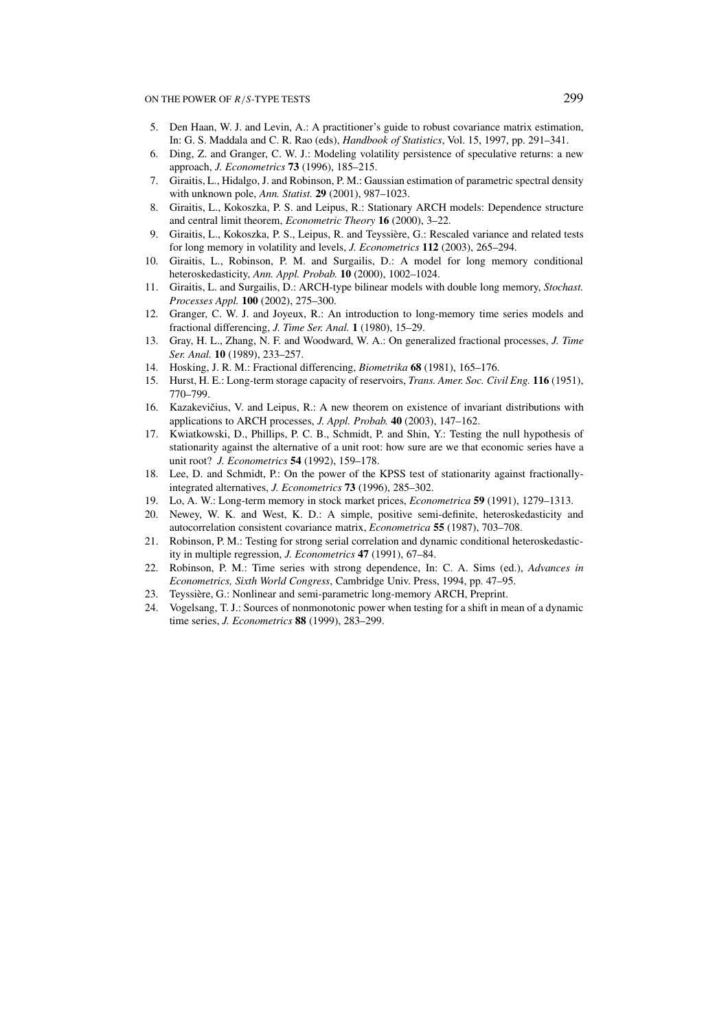5. Den Haan, W. J. and Levin, A.: A practitioner's guide to robust covariance matrix estimation, In: G. S. Maddala and C. R. Rao (eds), *Handbook of Statistics*, Vol. 15, 1997, pp. 291–341.
6. Ding, Z. and Granger, C. W. J.: Modeling volatility persistence of speculative returns: a new approach, *J. Econometrics* **73** (1996), 185–215.
7. Giraitis, L., Hidalgo, J. and Robinson, P. M.: Gaussian estimation of parametric spectral density with unknown pole, *Ann. Statist.* **29** (2001), 987–1023.
8. Giraitis, L., Kokoszka, P. S. and Leipus, R.: Stationary ARCH models: Dependence structure and central limit theorem, *Econometric Theory* **16** (2000), 3–22.
9. Giraitis, L., Kokoszka, P. S., Leipus, R. and Teyssière, G.: Rescaled variance and related tests for long memory in volatility and levels, *J. Econometrics* **112** (2003), 265–294.
10. Giraitis, L., Robinson, P. M. and Surgailis, D.: A model for long memory conditional heteroskedasticity, *Ann. Appl. Probab.* **10** (2000), 1002–1024.
11. Giraitis, L. and Surgailis, D.: ARCH-type bilinear models with double long memory, *Stochast. Processes Appl.* **100** (2002), 275–300.
12. Granger, C. W. J. and Joyeux, R.: An introduction to long-memory time series models and fractional differencing, *J. Time Ser. Anal.* **1** (1980), 15–29.
13. Gray, H. L., Zhang, N. F. and Woodward, W. A.: On generalized fractional processes, *J. Time Ser. Anal.* **10** (1989), 233–257.
14. Hosking, J. R. M.: Fractional differencing, *Biometrika* **68** (1981), 165–176.
15. Hurst, H. E.: Long-term storage capacity of reservoirs, *Trans. Amer. Soc. Civil Eng.* **116** (1951), 770–799.
16. Kazakevičius, V. and Leipus, R.: A new theorem on existence of invariant distributions with applications to ARCH processes, *J. Appl. Probab.* **40** (2003), 147–162.
17. Kwiatkowski, D., Phillips, P. C. B., Schmidt, P. and Shin, Y.: Testing the null hypothesis of stationarity against the alternative of a unit root: how sure are we that economic series have a unit root? *J. Econometrics* **54** (1992), 159–178.
18. Lee, D. and Schmidt, P.: On the power of the KPSS test of stationarity against fractionally-integrated alternatives, *J. Econometrics* **73** (1996), 285–302.
19. Lo, A. W.: Long-term memory in stock market prices, *Econometrica* **59** (1991), 1279–1313.
20. Newey, W. K. and West, K. D.: A simple, positive semi-definite, heteroskedasticity and autocorrelation consistent covariance matrix, *Econometrica* **55** (1987), 703–708.
21. Robinson, P. M.: Testing for strong serial correlation and dynamic conditional heteroskedasticity in multiple regression, *J. Econometrics* **47** (1991), 67–84.
22. Robinson, P. M.: Time series with strong dependence, In: C. A. Sims (ed.), *Advances in Econometrics, Sixth World Congress*, Cambridge Univ. Press, 1994, pp. 47–95.
23. Teyssière, G.: Nonlinear and semi-parametric long-memory ARCH, Preprint.
24. Vogelsang, T. J.: Sources of nonmonotonic power when testing for a shift in mean of a dynamic time series, *J. Econometrics* **88** (1999), 283–299.